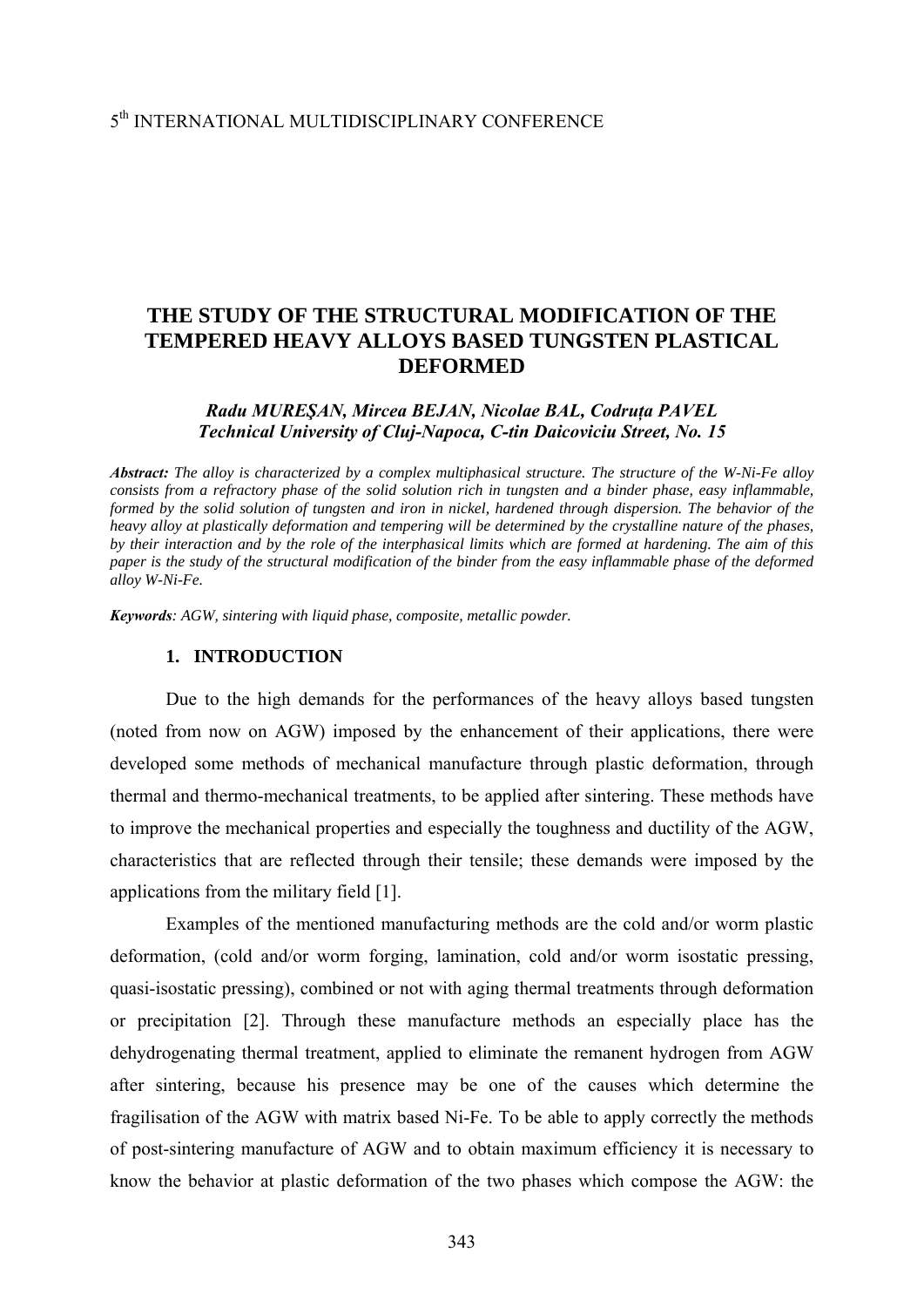# THE STUDY OF THE STRUCTURAL MODIFICATION OF THE TEMPERED HEAVY ALLOYS BASED TUNGSTEN PLASTICAL DEFORMED

***Radu MUREŞAN, Mircea BEJAN, Nicolae BAL, Codruța PAVEL***
***Technical University of Cluj-Napoca, C-tin Daicoviciu Street, No. 15***

***Abstract:*** *The alloy is characterized by a complex multiphasical structure. The structure of the W-Ni-Fe alloy consists from a refractory phase of the solid solution rich in tungsten and a binder phase, easy inflammable, formed by the solid solution of tungsten and iron in nickel, hardened through dispersion. The behavior of the heavy alloy at plastically deformation and tempering will be determined by the crystalline nature of the phases, by their interaction and by the role of the interphasical limits which are formed at hardening. The aim of this paper is the study of the structural modification of the binder from the easy inflammable phase of the deformed alloy W-Ni-Fe.*

***Keywords****: AGW, sintering with liquid phase, composite, metallic powder.*

## 1. INTRODUCTION

Due to the high demands for the performances of the heavy alloys based tungsten (noted from now on AGW) imposed by the enhancement of their applications, there were developed some methods of mechanical manufacture through plastic deformation, through thermal and thermo-mechanical treatments, to be applied after sintering. These methods have to improve the mechanical properties and especially the toughness and ductility of the AGW, characteristics that are reflected through their tensile; these demands were imposed by the applications from the military field [1].

Examples of the mentioned manufacturing methods are the cold and/or worm plastic deformation, (cold and/or worm forging, lamination, cold and/or worm isostatic pressing, quasi-isostatic pressing), combined or not with aging thermal treatments through deformation or precipitation [2]. Through these manufacture methods an especially place has the dehydrogenating thermal treatment, applied to eliminate the remanent hydrogen from AGW after sintering, because his presence may be one of the causes which determine the fragilisation of the AGW with matrix based Ni-Fe. To be able to apply correctly the methods of post-sintering manufacture of AGW and to obtain maximum efficiency it is necessary to know the behavior at plastic deformation of the two phases which compose the AGW: the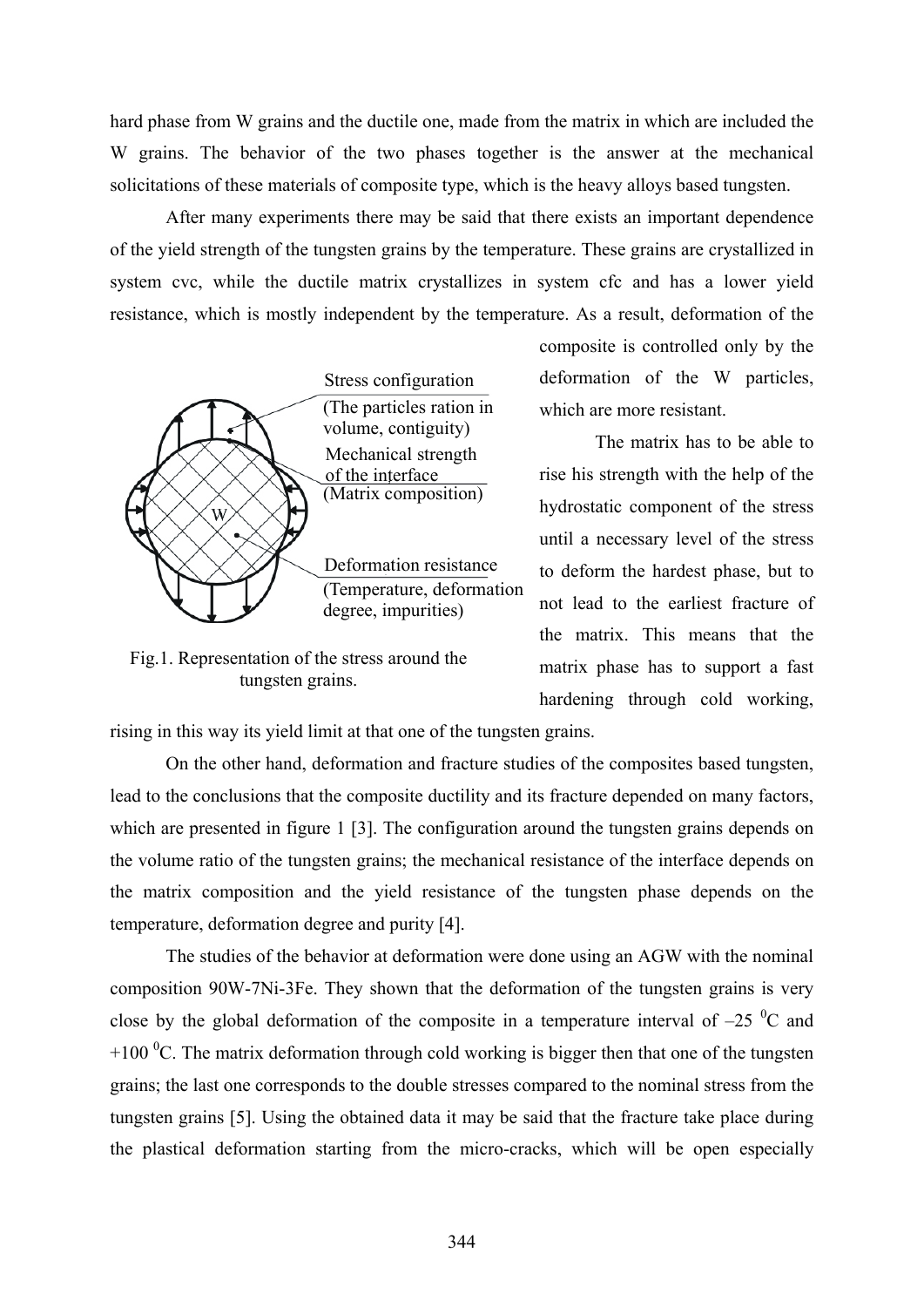hard phase from W grains and the ductile one, made from the matrix in which are included the W grains. The behavior of the two phases together is the answer at the mechanical solicitations of these materials of composite type, which is the heavy alloys based tungsten.

After many experiments there may be said that there exists an important dependence of the yield strength of the tungsten grains by the temperature. These grains are crystallized in system cvc, while the ductile matrix crystallizes in system cfc and has a lower yield resistance, which is mostly independent by the temperature. As a result, deformation of the composite is controlled only by the deformation of the W particles, which are more resistant.

The matrix has to be able to rise his strength with the help of the hydrostatic component of the stress until a necessary level of the stress to deform the hardest phase, but to not lead to the earliest fracture of the matrix. This means that the matrix phase has to support a fast hardening through cold working, rising in this way its yield limit at that one of the tungsten grains.

Stress configuration (The particles ration in volume, contiguity)

Mechanical strength of the interface (Matrix composition)

Deformation resistance (Temperature, deformation degree, impurities)

Fig.1. Representation of the stress around the tungsten grains.

On the other hand, deformation and fracture studies of the composites based tungsten, lead to the conclusions that the composite ductility and its fracture depended on many factors, which are presented in figure 1 [3]. The configuration around the tungsten grains depends on the volume ratio of the tungsten grains; the mechanical resistance of the interface depends on the matrix composition and the yield resistance of the tungsten phase depends on the temperature, deformation degree and purity [4].

The studies of the behavior at deformation were done using an AGW with the nominal composition 90W-7Ni-3Fe. They shown that the deformation of the tungsten grains is very close by the global deformation of the composite in a temperature interval of –25 $^0$C and +100 $^0$C. The matrix deformation through cold working is bigger then that one of the tungsten grains; the last one corresponds to the double stresses compared to the nominal stress from the tungsten grains [5]. Using the obtained data it may be said that the fracture take place during the plastical deformation starting from the micro-cracks, which will be open especially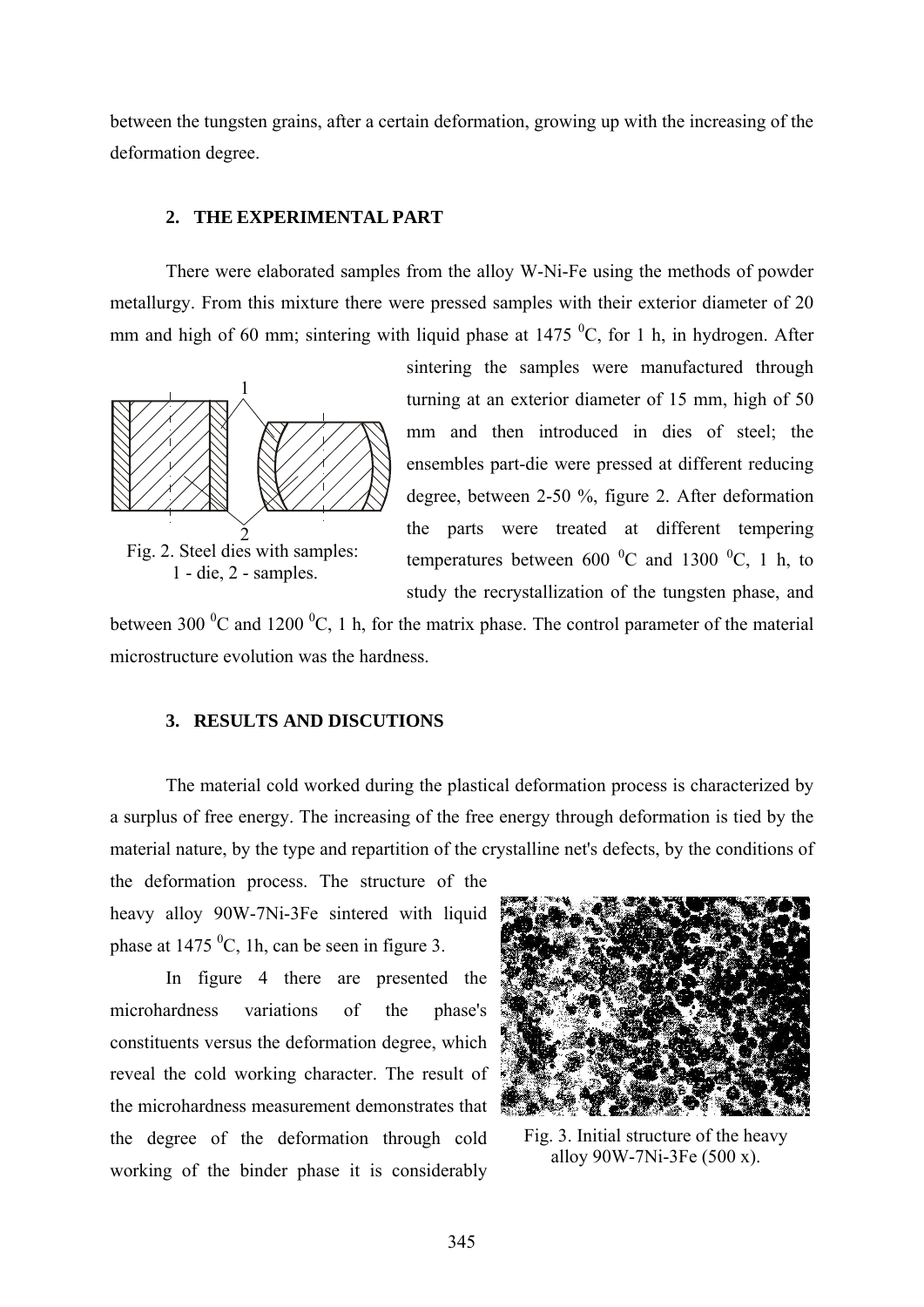between the tungsten grains, after a certain deformation, growing up with the increasing of the deformation degree.

## 2. THE EXPERIMENTAL PART

There were elaborated samples from the alloy W-Ni-Fe using the methods of powder metallurgy. From this mixture there were pressed samples with their exterior diameter of 20 mm and high of 60 mm; sintering with liquid phase at 1475 $^0$C, for 1 h, in hydrogen. After sintering the samples were manufactured through turning at an exterior diameter of 15 mm, high of 50 mm and then introduced in dies of steel; the ensembles part-die were pressed at different reducing degree, between 2-50 %, figure 2. After deformation the parts were treated at different tempering temperatures between 600 $^0$C and 1300 $^0$C, 1 h, to study the recrystallization of the tungsten phase, and between 300 $^0$C and 1200 $^0$C, 1 h, for the matrix phase. The control parameter of the material microstructure evolution was the hardness.

Fig. 2. Steel dies with samples: 1 - die, 2 - samples.

## 3. RESULTS AND DISCUTIONS

The material cold worked during the plastical deformation process is characterized by a surplus of free energy. The increasing of the free energy through deformation is tied by the material nature, by the type and repartition of the crystalline net's defects, by the conditions of the deformation process. The structure of the heavy alloy 90W-7Ni-3Fe sintered with liquid phase at 1475 $^0$C, 1h, can be seen in figure 3.

In figure 4 there are presented the microhardness variations of the phase's constituents versus the deformation degree, which reveal the cold working character. The result of the microhardness measurement demonstrates that the degree of the deformation through cold working of the binder phase it is considerably

Fig. 3. Initial structure of the heavy alloy 90W-7Ni-3Fe (500 x).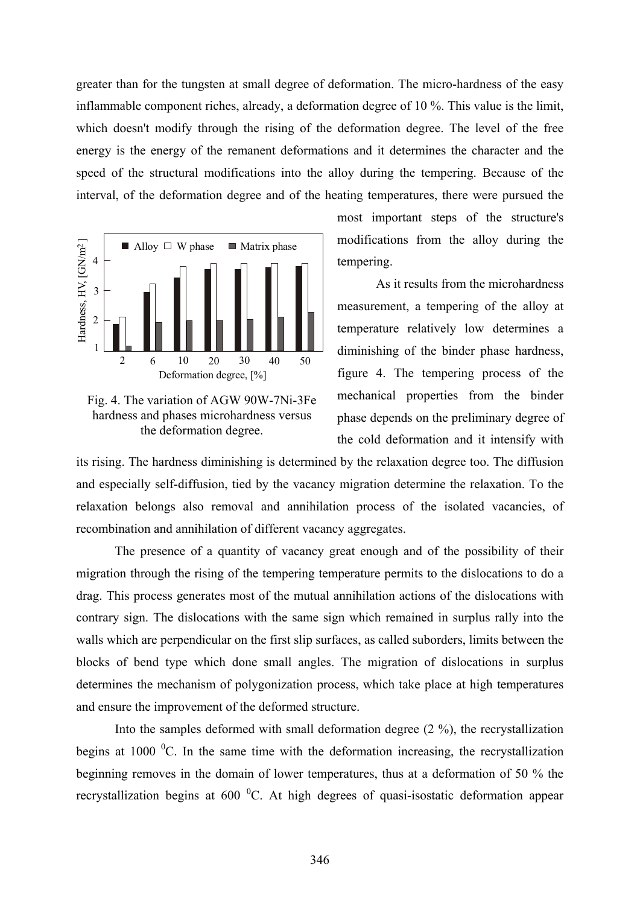greater than for the tungsten at small degree of deformation. The micro-hardness of the easy inflammable component riches, already, a deformation degree of 10 %. This value is the limit, which doesn't modify through the rising of the deformation degree. The level of the free energy is the energy of the remanent deformations and it determines the character and the speed of the structural modifications into the alloy during the tempering. Because of the interval, of the deformation degree and of the heating temperatures, there were pursued the most important steps of the structure's modifications from the alloy during the tempering.

Fig. 4. The variation of AGW 90W-7Ni-3Fe hardness and phases microhardness versus the deformation degree.

As it results from the microhardness measurement, a tempering of the alloy at temperature relatively low determines a diminishing of the binder phase hardness, figure 4. The tempering process of the mechanical properties from the binder phase depends on the preliminary degree of the cold deformation and it intensify with its rising. The hardness diminishing is determined by the relaxation degree too. The diffusion and especially self-diffusion, tied by the vacancy migration determine the relaxation. To the relaxation belongs also removal and annihilation process of the isolated vacancies, of recombination and annihilation of different vacancy aggregates.

The presence of a quantity of vacancy great enough and of the possibility of their migration through the rising of the tempering temperature permits to the dislocations to do a drag. This process generates most of the mutual annihilation actions of the dislocations with contrary sign. The dislocations with the same sign which remained in surplus rally into the walls which are perpendicular on the first slip surfaces, as called suborders, limits between the blocks of bend type which done small angles. The migration of dislocations in surplus determines the mechanism of polygonization process, which take place at high temperatures and ensure the improvement of the deformed structure.

Into the samples deformed with small deformation degree (2 %), the recrystallization begins at 1000 $^0$C. In the same time with the deformation increasing, the recrystallization beginning removes in the domain of lower temperatures, thus at a deformation of 50 % the recrystallization begins at 600 $^0$C. At high degrees of quasi-isostatic deformation appear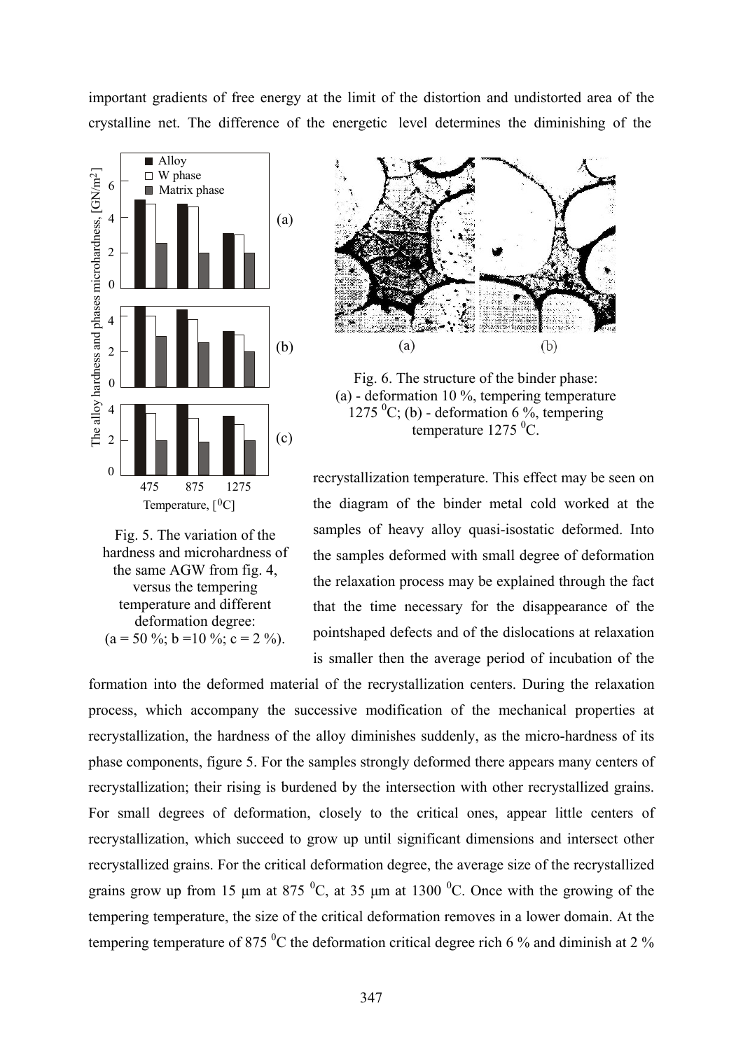important gradients of free energy at the limit of the distortion and undistorted area of the crystalline net. The difference of the energetic level determines the diminishing of the recrystallization temperature. This effect may be seen on the diagram of the binder metal cold worked at the samples of heavy alloy quasi-isostatic deformed. Into the samples deformed with small degree of deformation the relaxation process may be explained through the fact that the time necessary for the disappearance of the pointshaped defects and of the dislocations at relaxation is smaller then the average period of incubation of the formation into the deformed material of the recrystallization centers. During the relaxation process, which accompany the successive modification of the mechanical properties at recrystallization, the hardness of the alloy diminishes suddenly, as the micro-hardness of its phase components, figure 5. For the samples strongly deformed there appears many centers of recrystallization; their rising is burdened by the intersection with other recrystallized grains. For small degrees of deformation, closely to the critical ones, appear little centers of recrystallization, which succeed to grow up until significant dimensions and intersect other recrystallized grains. For the critical deformation degree, the average size of the recrystallized grains grow up from 15 μm at 875 $^0$C, at 35 μm at 1300 $^0$C. Once with the growing of the tempering temperature, the size of the critical deformation removes in a lower domain. At the tempering temperature of 875 $^0$C the deformation critical degree rich 6 % and diminish at 2 %

Fig. 5. The variation of the hardness and microhardness of the same AGW from fig. 4, versus the tempering temperature and different deformation degree: (a = 50 %; b =10 %; c = 2 %).

Fig. 6. The structure of the binder phase: (a) - deformation 10 %, tempering temperature 1275 $^0$C; (b) - deformation 6 %, tempering temperature 1275 $^0$C.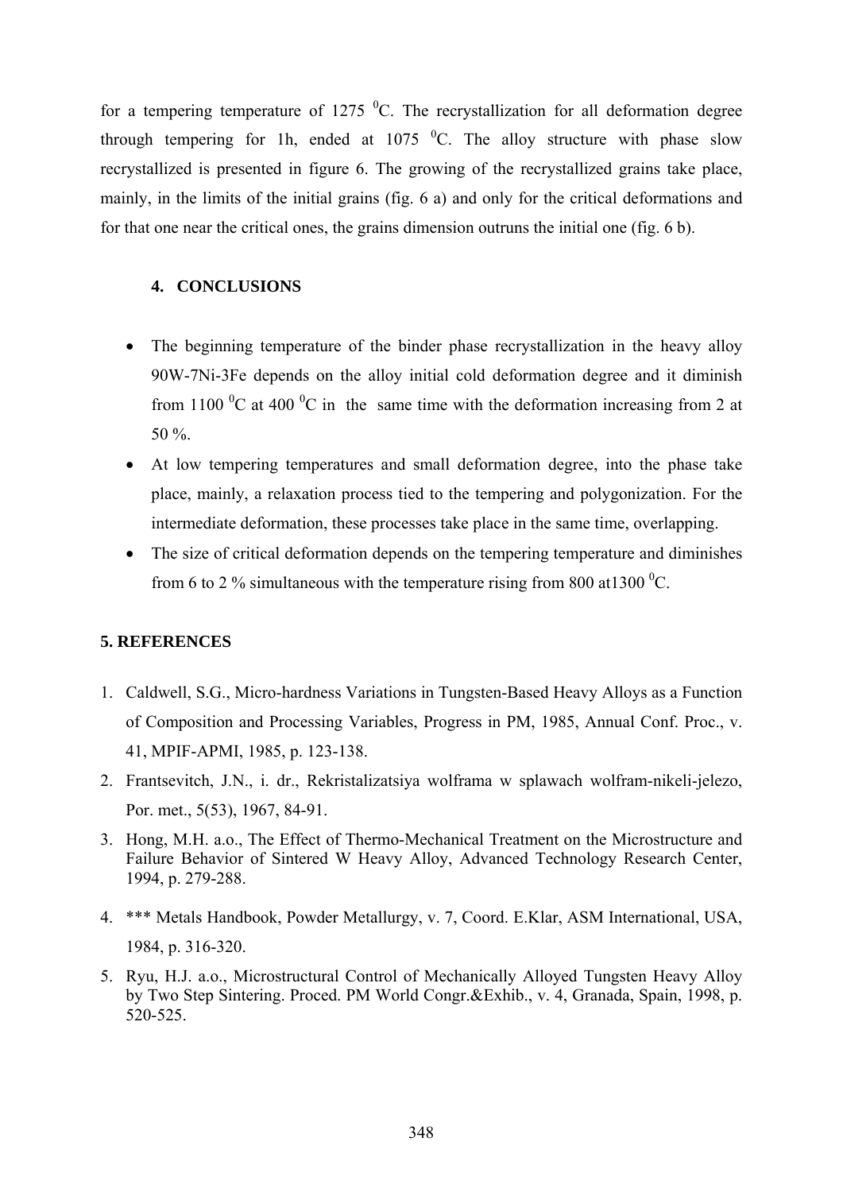for a tempering temperature of 1275 $^0$C. The recrystallization for all deformation degree through tempering for 1h, ended at 1075 $^0$C. The alloy structure with phase slow recrystallized is presented in figure 6. The growing of the recrystallized grains take place, mainly, in the limits of the initial grains (fig. 6 a) and only for the critical deformations and for that one near the critical ones, the grains dimension outruns the initial one (fig. 6 b).

## 4. CONCLUSIONS

- The beginning temperature of the binder phase recrystallization in the heavy alloy 90W-7Ni-3Fe depends on the alloy initial cold deformation degree and it diminish from 1100 $^0$C at 400 $^0$C in the same time with the deformation increasing from 2 at 50 %.
- At low tempering temperatures and small deformation degree, into the phase take place, mainly, a relaxation process tied to the tempering and polygonization. For the intermediate deformation, these processes take place in the same time, overlapping.
- The size of critical deformation depends on the tempering temperature and diminishes from 6 to 2 % simultaneous with the temperature rising from 800 at1300 $^0$C.

## 5. REFERENCES

1. Caldwell, S.G., Micro-hardness Variations in Tungsten-Based Heavy Alloys as a Function of Composition and Processing Variables, Progress in PM, 1985, Annual Conf. Proc., v. 41, MPIF-APMI, 1985, p. 123-138.
2. Frantsevitch, J.N., i. dr., Rekristalizatsiya wolframa w splawach wolfram-nikeli-jelezo, Por. met., 5(53), 1967, 84-91.
3. Hong, M.H. a.o., The Effect of Thermo-Mechanical Treatment on the Microstructure and Failure Behavior of Sintered W Heavy Alloy, Advanced Technology Research Center, 1994, p. 279-288.
4. *** Metals Handbook, Powder Metallurgy, v. 7, Coord. E.Klar, ASM International, USA, 1984, p. 316-320.
5. Ryu, H.J. a.o., Microstructural Control of Mechanically Alloyed Tungsten Heavy Alloy by Two Step Sintering. Proced. PM World Congr.&Exhib., v. 4, Granada, Spain, 1998, p. 520-525.